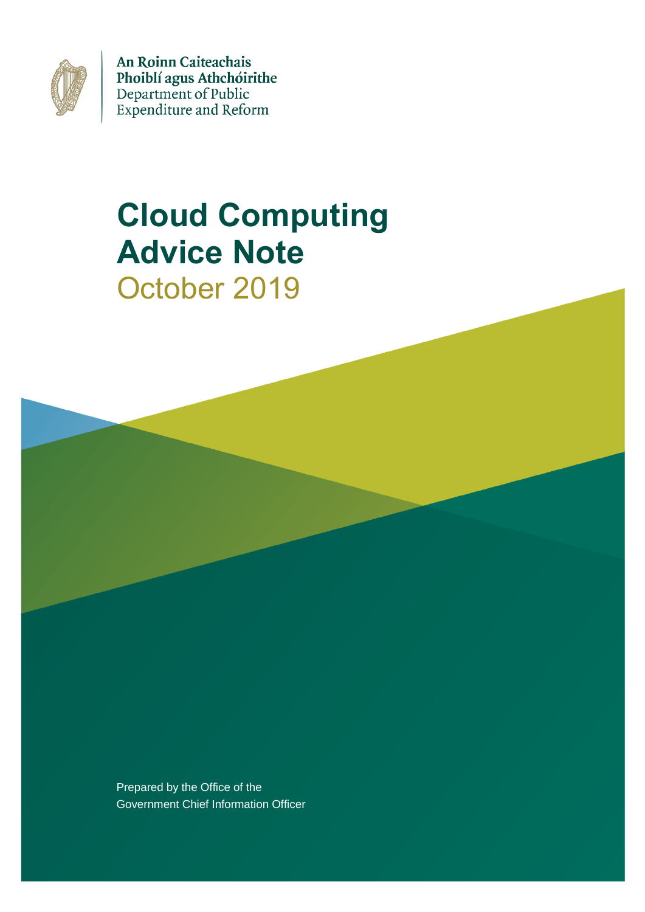An Roinn Caiteachais Phoiblí agus Athchóirithe
Department of Public Expenditure and Reform

# Cloud Computing Advice Note

October 2019

Prepared by the Office of the Government Chief Information Officer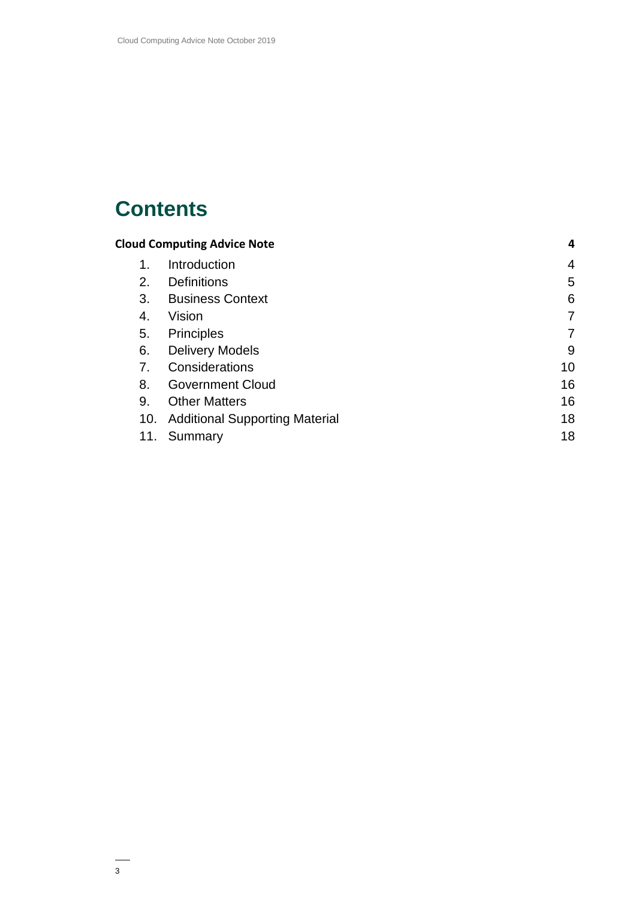# Contents

**Cloud Computing Advice Note** **4**

1. Introduction 4
2. Definitions 5
3. Business Context 6
4. Vision 7
5. Principles 7
6. Delivery Models 9
7. Considerations 10
8. Government Cloud 16
9. Other Matters 16
10. Additional Supporting Material 18
11. Summary 18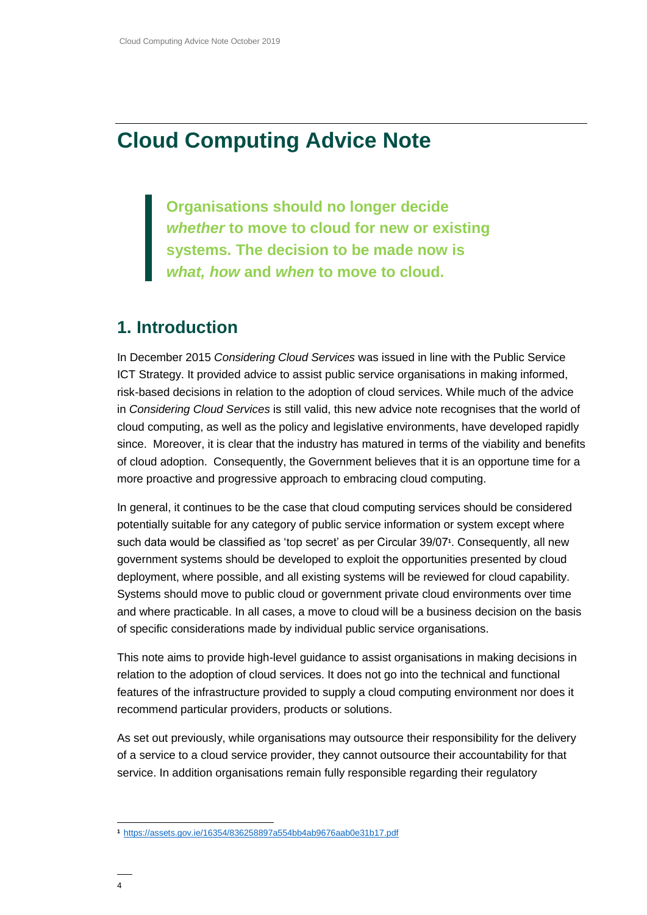# Cloud Computing Advice Note

> **Organisations should no longer decide *whether* to move to cloud for new or existing systems. The decision to be made now is *what, how* and *when* to move to cloud.**

## 1. Introduction

In December 2015 *Considering Cloud Services* was issued in line with the Public Service ICT Strategy. It provided advice to assist public service organisations in making informed, risk-based decisions in relation to the adoption of cloud services. While much of the advice in *Considering Cloud Services* is still valid, this new advice note recognises that the world of cloud computing, as well as the policy and legislative environments, have developed rapidly since. Moreover, it is clear that the industry has matured in terms of the viability and benefits of cloud adoption. Consequently, the Government believes that it is an opportune time for a more proactive and progressive approach to embracing cloud computing.

In general, it continues to be the case that cloud computing services should be considered potentially suitable for any category of public service information or system except where such data would be classified as 'top secret' as per Circular 39/07[1]. Consequently, all new government systems should be developed to exploit the opportunities presented by cloud deployment, where possible, and all existing systems will be reviewed for cloud capability. Systems should move to public cloud or government private cloud environments over time and where practicable. In all cases, a move to cloud will be a business decision on the basis of specific considerations made by individual public service organisations.

This note aims to provide high-level guidance to assist organisations in making decisions in relation to the adoption of cloud services. It does not go into the technical and functional features of the infrastructure provided to supply a cloud computing environment nor does it recommend particular providers, products or solutions.

As set out previously, while organisations may outsource their responsibility for the delivery of a service to a cloud service provider, they cannot outsource their accountability for that service. In addition organisations remain fully responsible regarding their regulatory

[1] https://assets.gov.ie/16354/836258897a554bb4ab9676aab0e31b17.pdf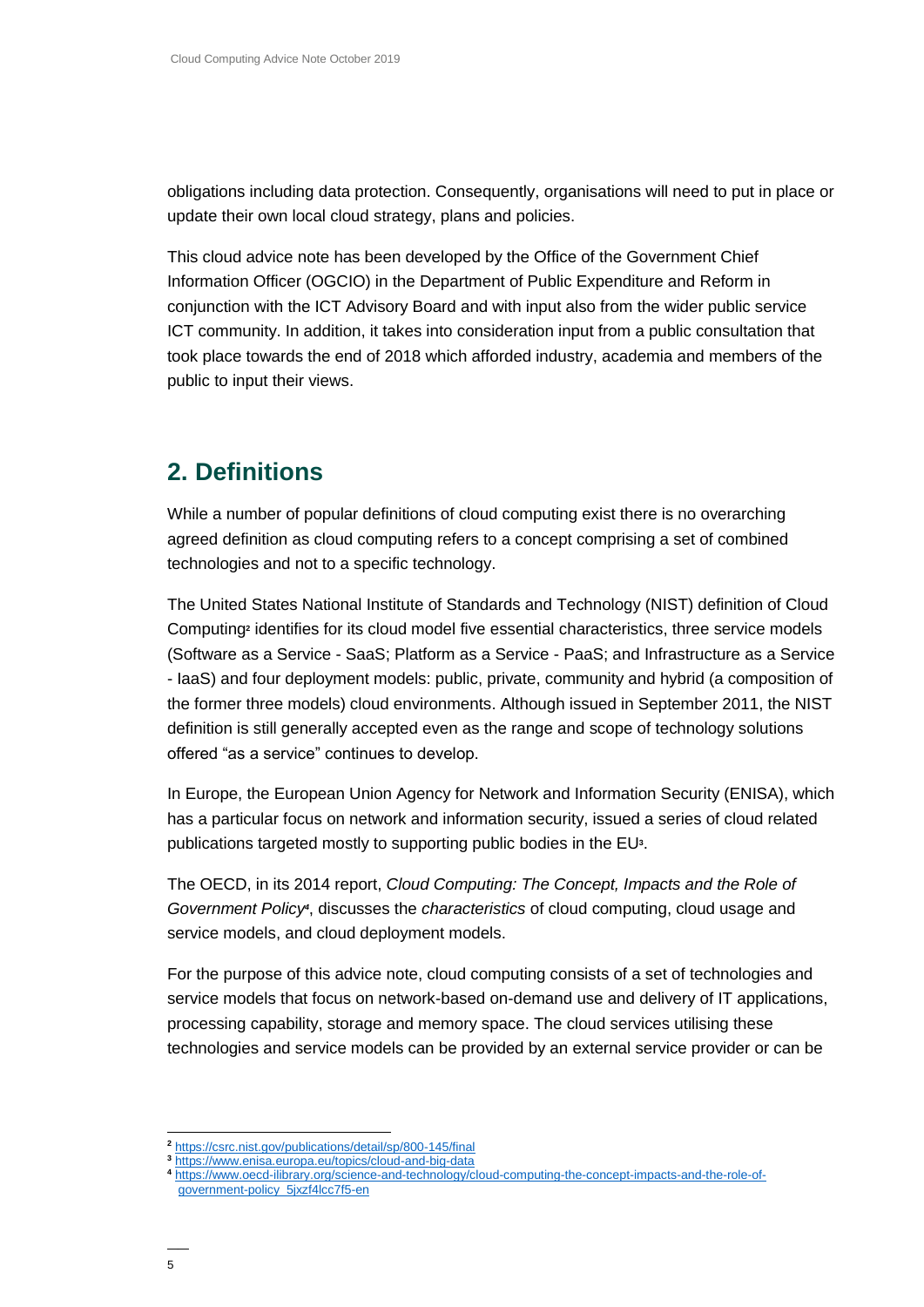obligations including data protection. Consequently, organisations will need to put in place or update their own local cloud strategy, plans and policies.

This cloud advice note has been developed by the Office of the Government Chief Information Officer (OGCIO) in the Department of Public Expenditure and Reform in conjunction with the ICT Advisory Board and with input also from the wider public service ICT community. In addition, it takes into consideration input from a public consultation that took place towards the end of 2018 which afforded industry, academia and members of the public to input their views.

## 2. Definitions

While a number of popular definitions of cloud computing exist there is no overarching agreed definition as cloud computing refers to a concept comprising a set of combined technologies and not to a specific technology.

The United States National Institute of Standards and Technology (NIST) definition of Cloud Computing[2] identifies for its cloud model five essential characteristics, three service models (Software as a Service - SaaS; Platform as a Service - PaaS; and Infrastructure as a Service - IaaS) and four deployment models: public, private, community and hybrid (a composition of the former three models) cloud environments. Although issued in September 2011, the NIST definition is still generally accepted even as the range and scope of technology solutions offered "as a service" continues to develop.

In Europe, the European Union Agency for Network and Information Security (ENISA), which has a particular focus on network and information security, issued a series of cloud related publications targeted mostly to supporting public bodies in the EU[3].

The OECD, in its 2014 report, *Cloud Computing: The Concept, Impacts and the Role of Government Policy*[4], discusses the *characteristics* of cloud computing, cloud usage and service models, and cloud deployment models.

For the purpose of this advice note, cloud computing consists of a set of technologies and service models that focus on network-based on-demand use and delivery of IT applications, processing capability, storage and memory space. The cloud services utilising these technologies and service models can be provided by an external service provider or can be

[2] https://csrc.nist.gov/publications/detail/sp/800-145/final
[3] https://www.enisa.europa.eu/topics/cloud-and-big-data
[4] https://www.oecd-ilibrary.org/science-and-technology/cloud-computing-the-concept-impacts-and-the-role-of-government-policy_5jxzf4lcc7f5-en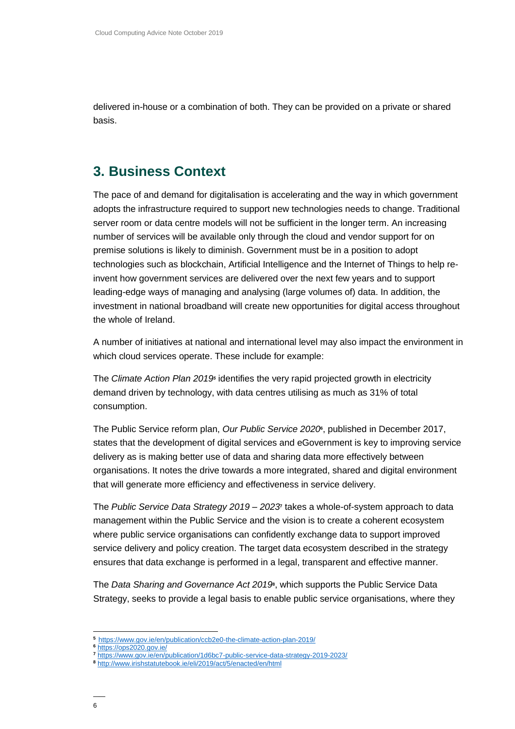delivered in-house or a combination of both. They can be provided on a private or shared basis.

## 3. Business Context

The pace of and demand for digitalisation is accelerating and the way in which government adopts the infrastructure required to support new technologies needs to change. Traditional server room or data centre models will not be sufficient in the longer term. An increasing number of services will be available only through the cloud and vendor support for on premise solutions is likely to diminish. Government must be in a position to adopt technologies such as blockchain, Artificial Intelligence and the Internet of Things to help re-invent how government services are delivered over the next few years and to support leading-edge ways of managing and analysing (large volumes of) data. In addition, the investment in national broadband will create new opportunities for digital access throughout the whole of Ireland.

A number of initiatives at national and international level may also impact the environment in which cloud services operate. These include for example:

The *Climate Action Plan 2019*[5] identifies the very rapid projected growth in electricity demand driven by technology, with data centres utilising as much as 31% of total consumption.

The Public Service reform plan, *Our Public Service 2020*[6], published in December 2017, states that the development of digital services and eGovernment is key to improving service delivery as is making better use of data and sharing data more effectively between organisations. It notes the drive towards a more integrated, shared and digital environment that will generate more efficiency and effectiveness in service delivery.

The *Public Service Data Strategy 2019 – 2023*[7] takes a whole-of-system approach to data management within the Public Service and the vision is to create a coherent ecosystem where public service organisations can confidently exchange data to support improved service delivery and policy creation. The target data ecosystem described in the strategy ensures that data exchange is performed in a legal, transparent and effective manner.

The *Data Sharing and Governance Act 2019*[8], which supports the Public Service Data Strategy, seeks to provide a legal basis to enable public service organisations, where they

---

[5] https://www.gov.ie/en/publication/ccb2e0-the-climate-action-plan-2019/

[6] https://ops2020.gov.ie/

[7] https://www.gov.ie/en/publication/1d6bc7-public-service-data-strategy-2019-2023/

[8] http://www.irishstatutebook.ie/eli/2019/act/5/enacted/en/html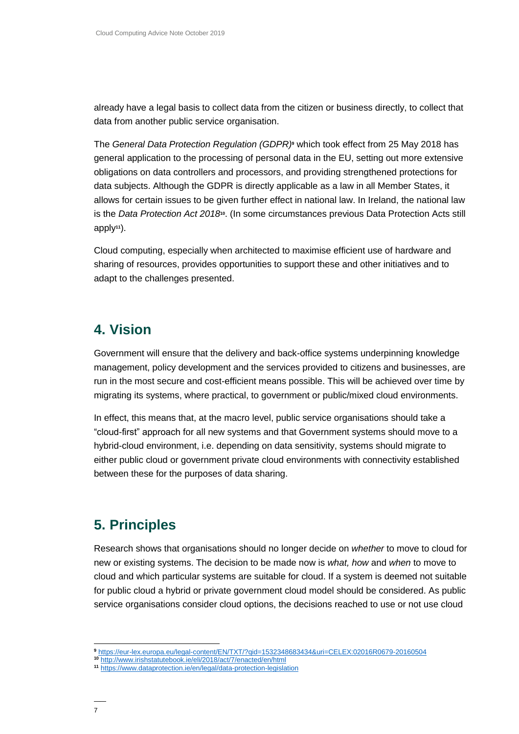already have a legal basis to collect data from the citizen or business directly, to collect that data from another public service organisation.

The *General Data Protection Regulation (GDPR)*[9] which took effect from 25 May 2018 has general application to the processing of personal data in the EU, setting out more extensive obligations on data controllers and processors, and providing strengthened protections for data subjects. Although the GDPR is directly applicable as a law in all Member States, it allows for certain issues to be given further effect in national law. In Ireland, the national law is the *Data Protection Act 2018*[10]. (In some circumstances previous Data Protection Acts still apply[11]).

Cloud computing, especially when architected to maximise efficient use of hardware and sharing of resources, provides opportunities to support these and other initiatives and to adapt to the challenges presented.

## 4. Vision

Government will ensure that the delivery and back-office systems underpinning knowledge management, policy development and the services provided to citizens and businesses, are run in the most secure and cost-efficient means possible. This will be achieved over time by migrating its systems, where practical, to government or public/mixed cloud environments.

In effect, this means that, at the macro level, public service organisations should take a "cloud-first" approach for all new systems and that Government systems should move to a hybrid-cloud environment, i.e. depending on data sensitivity, systems should migrate to either public cloud or government private cloud environments with connectivity established between these for the purposes of data sharing.

## 5. Principles

Research shows that organisations should no longer decide on *whether* to move to cloud for new or existing systems. The decision to be made now is *what, how* and *when* to move to cloud and which particular systems are suitable for cloud. If a system is deemed not suitable for public cloud a hybrid or private government cloud model should be considered. As public service organisations consider cloud options, the decisions reached to use or not use cloud

---

[9] https://eur-lex.europa.eu/legal-content/EN/TXT/?qid=1532348683434&uri=CELEX:02016R0679-20160504

[10] http://www.irishstatutebook.ie/eli/2018/act/7/enacted/en/html

[11] https://www.dataprotection.ie/en/legal/data-protection-legislation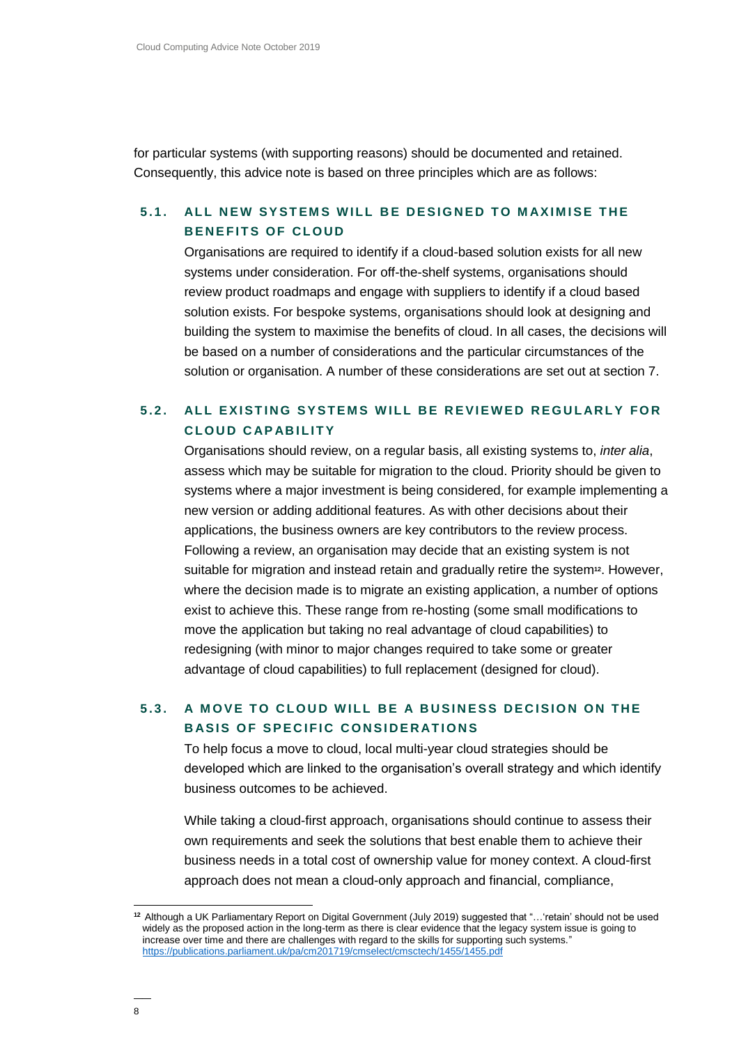for particular systems (with supporting reasons) should be documented and retained. Consequently, this advice note is based on three principles which are as follows:

### 5.1. ALL NEW SYSTEMS WILL BE DESIGNED TO MAXIMISE THE BENEFITS OF CLOUD

Organisations are required to identify if a cloud-based solution exists for all new systems under consideration. For off-the-shelf systems, organisations should review product roadmaps and engage with suppliers to identify if a cloud based solution exists. For bespoke systems, organisations should look at designing and building the system to maximise the benefits of cloud. In all cases, the decisions will be based on a number of considerations and the particular circumstances of the solution or organisation. A number of these considerations are set out at section 7.

### 5.2. ALL EXISTING SYSTEMS WILL BE REVIEWED REGULARLY FOR CLOUD CAPABILITY

Organisations should review, on a regular basis, all existing systems to, *inter alia*, assess which may be suitable for migration to the cloud. Priority should be given to systems where a major investment is being considered, for example implementing a new version or adding additional features. As with other decisions about their applications, the business owners are key contributors to the review process. Following a review, an organisation may decide that an existing system is not suitable for migration and instead retain and gradually retire the system[12]. However, where the decision made is to migrate an existing application, a number of options exist to achieve this. These range from re-hosting (some small modifications to move the application but taking no real advantage of cloud capabilities) to redesigning (with minor to major changes required to take some or greater advantage of cloud capabilities) to full replacement (designed for cloud).

### 5.3. A MOVE TO CLOUD WILL BE A BUSINESS DECISION ON THE BASIS OF SPECIFIC CONSIDERATIONS

To help focus a move to cloud, local multi-year cloud strategies should be developed which are linked to the organisation's overall strategy and which identify business outcomes to be achieved.

While taking a cloud-first approach, organisations should continue to assess their own requirements and seek the solutions that best enable them to achieve their business needs in a total cost of ownership value for money context. A cloud-first approach does not mean a cloud-only approach and financial, compliance,

---

[12] Although a UK Parliamentary Report on Digital Government (July 2019) suggested that "…'retain' should not be used widely as the proposed action in the long-term as there is clear evidence that the legacy system issue is going to increase over time and there are challenges with regard to the skills for supporting such systems." https://publications.parliament.uk/pa/cm201719/cmselect/cmsctech/1455/1455.pdf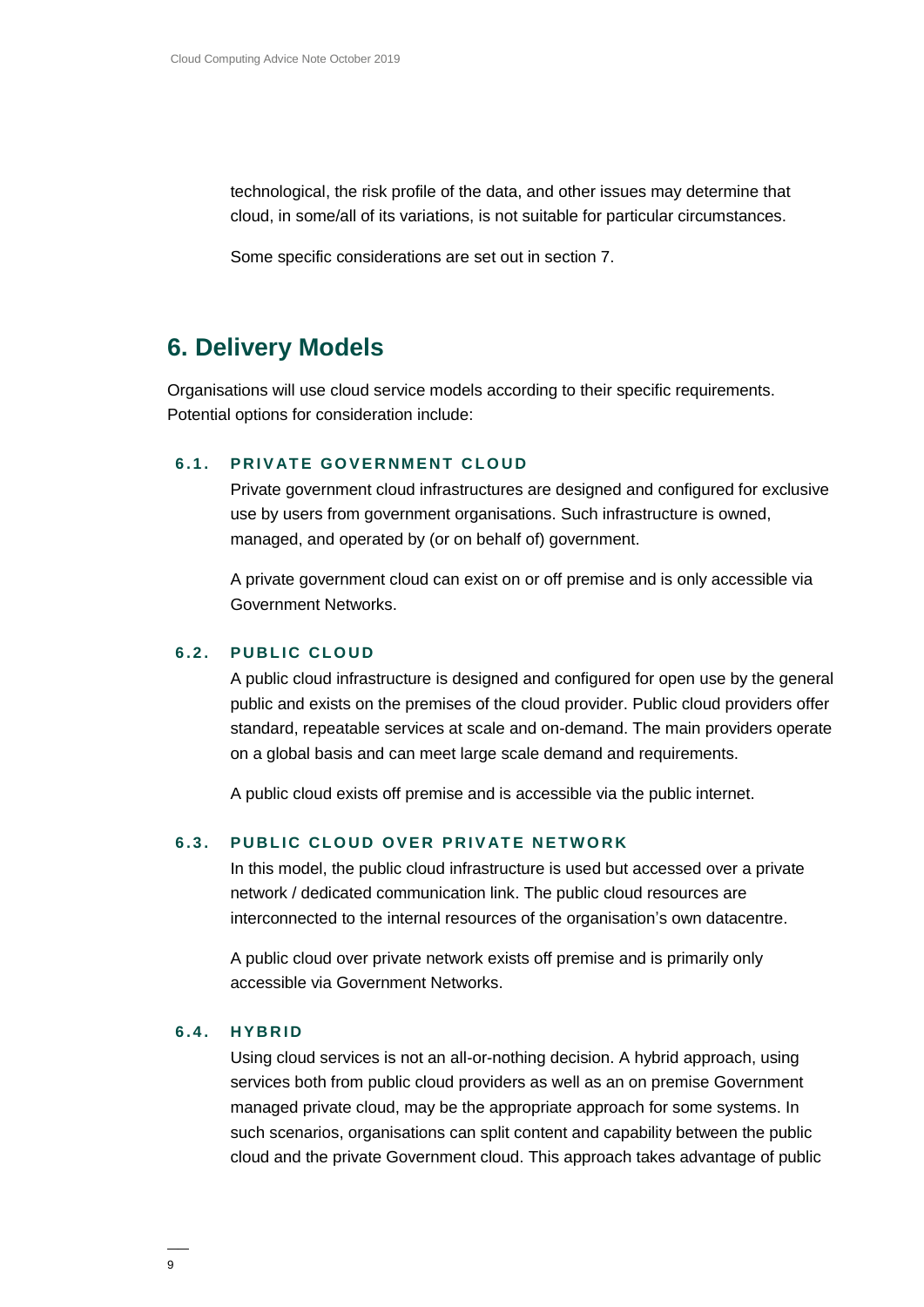technological, the risk profile of the data, and other issues may determine that cloud, in some/all of its variations, is not suitable for particular circumstances.

Some specific considerations are set out in section 7.

## 6. Delivery Models

Organisations will use cloud service models according to their specific requirements. Potential options for consideration include:

### 6.1. PRIVATE GOVERNMENT CLOUD

Private government cloud infrastructures are designed and configured for exclusive use by users from government organisations. Such infrastructure is owned, managed, and operated by (or on behalf of) government.

A private government cloud can exist on or off premise and is only accessible via Government Networks.

### 6.2. PUBLIC CLOUD

A public cloud infrastructure is designed and configured for open use by the general public and exists on the premises of the cloud provider. Public cloud providers offer standard, repeatable services at scale and on-demand. The main providers operate on a global basis and can meet large scale demand and requirements.

A public cloud exists off premise and is accessible via the public internet.

### 6.3. PUBLIC CLOUD OVER PRIVATE NETWORK

In this model, the public cloud infrastructure is used but accessed over a private network / dedicated communication link. The public cloud resources are interconnected to the internal resources of the organisation's own datacentre.

A public cloud over private network exists off premise and is primarily only accessible via Government Networks.

### 6.4. HYBRID

Using cloud services is not an all-or-nothing decision. A hybrid approach, using services both from public cloud providers as well as an on premise Government managed private cloud, may be the appropriate approach for some systems. In such scenarios, organisations can split content and capability between the public cloud and the private Government cloud. This approach takes advantage of public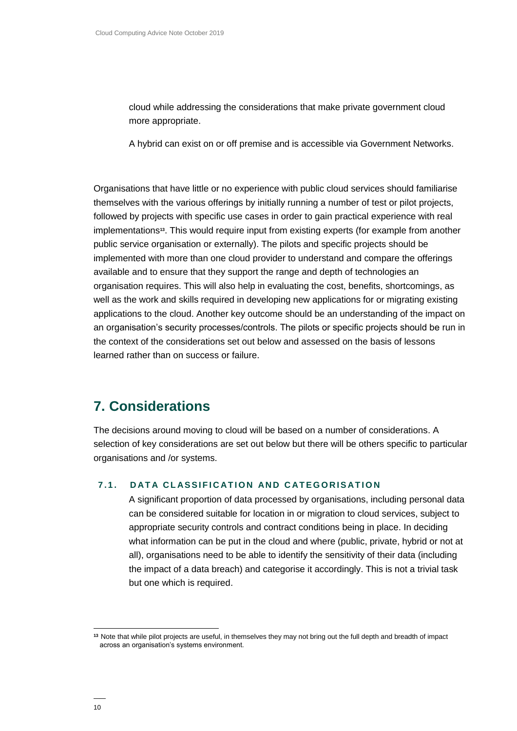cloud while addressing the considerations that make private government cloud more appropriate.

A hybrid can exist on or off premise and is accessible via Government Networks.

Organisations that have little or no experience with public cloud services should familiarise themselves with the various offerings by initially running a number of test or pilot projects, followed by projects with specific use cases in order to gain practical experience with real implementations[13]. This would require input from existing experts (for example from another public service organisation or externally). The pilots and specific projects should be implemented with more than one cloud provider to understand and compare the offerings available and to ensure that they support the range and depth of technologies an organisation requires. This will also help in evaluating the cost, benefits, shortcomings, as well as the work and skills required in developing new applications for or migrating existing applications to the cloud. Another key outcome should be an understanding of the impact on an organisation's security processes/controls. The pilots or specific projects should be run in the context of the considerations set out below and assessed on the basis of lessons learned rather than on success or failure.

## 7. Considerations

The decisions around moving to cloud will be based on a number of considerations. A selection of key considerations are set out below but there will be others specific to particular organisations and /or systems.

### 7.1. DATA CLASSIFICATION AND CATEGORISATION

A significant proportion of data processed by organisations, including personal data can be considered suitable for location in or migration to cloud services, subject to appropriate security controls and contract conditions being in place. In deciding what information can be put in the cloud and where (public, private, hybrid or not at all), organisations need to be able to identify the sensitivity of their data (including the impact of a data breach) and categorise it accordingly. This is not a trivial task but one which is required.

[13] Note that while pilot projects are useful, in themselves they may not bring out the full depth and breadth of impact across an organisation's systems environment.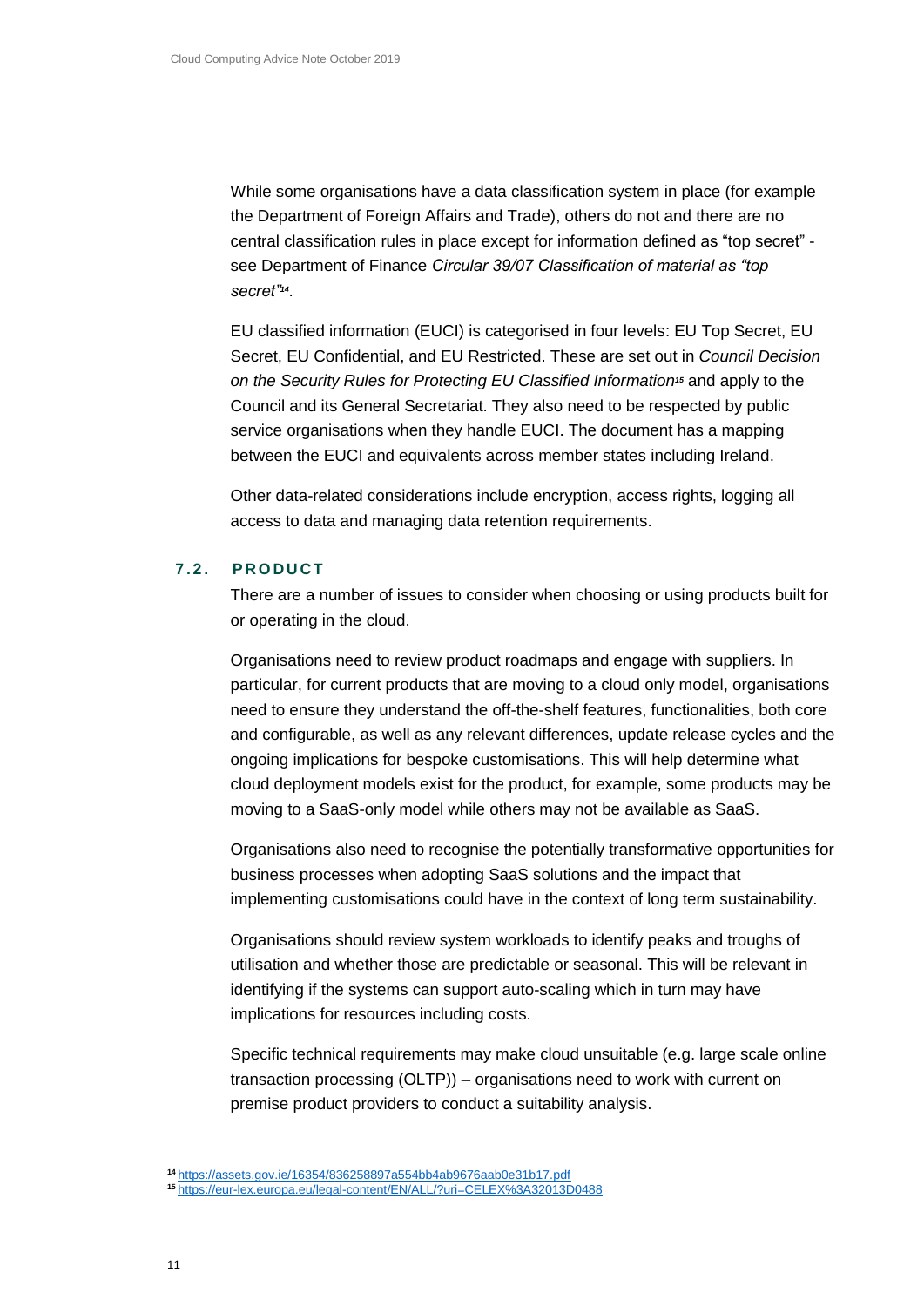While some organisations have a data classification system in place (for example the Department of Foreign Affairs and Trade), others do not and there are no central classification rules in place except for information defined as "top secret" - see Department of Finance *Circular 39/07 Classification of material as "top secret"*[14].

EU classified information (EUCI) is categorised in four levels: EU Top Secret, EU Secret, EU Confidential, and EU Restricted. These are set out in *Council Decision on the Security Rules for Protecting EU Classified Information*[15] and apply to the Council and its General Secretariat. They also need to be respected by public service organisations when they handle EUCI. The document has a mapping between the EUCI and equivalents across member states including Ireland.

Other data-related considerations include encryption, access rights, logging all access to data and managing data retention requirements.

### 7.2. PRODUCT

There are a number of issues to consider when choosing or using products built for or operating in the cloud.

Organisations need to review product roadmaps and engage with suppliers. In particular, for current products that are moving to a cloud only model, organisations need to ensure they understand the off-the-shelf features, functionalities, both core and configurable, as well as any relevant differences, update release cycles and the ongoing implications for bespoke customisations. This will help determine what cloud deployment models exist for the product, for example, some products may be moving to a SaaS-only model while others may not be available as SaaS.

Organisations also need to recognise the potentially transformative opportunities for business processes when adopting SaaS solutions and the impact that implementing customisations could have in the context of long term sustainability.

Organisations should review system workloads to identify peaks and troughs of utilisation and whether those are predictable or seasonal. This will be relevant in identifying if the systems can support auto-scaling which in turn may have implications for resources including costs.

Specific technical requirements may make cloud unsuitable (e.g. large scale online transaction processing (OLTP)) – organisations need to work with current on premise product providers to conduct a suitability analysis.

---

[14] https://assets.gov.ie/16354/836258897a554bb4ab9676aab0e31b17.pdf

[15] https://eur-lex.europa.eu/legal-content/EN/ALL/?uri=CELEX%3A32013D0488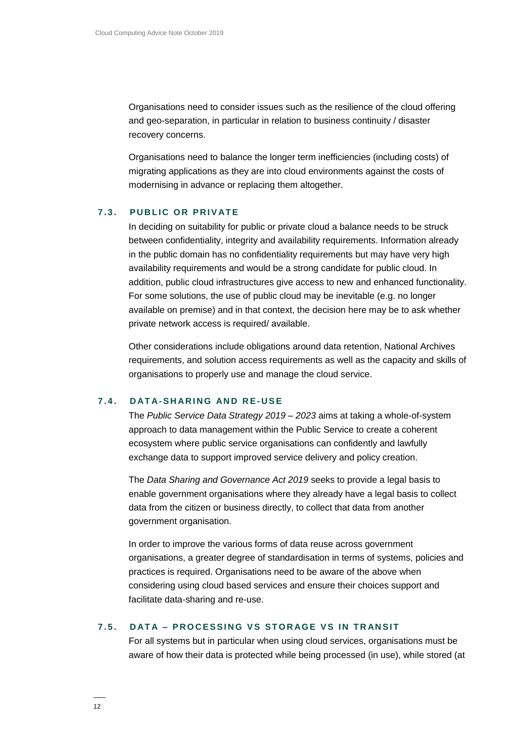Organisations need to consider issues such as the resilience of the cloud offering and geo-separation, in particular in relation to business continuity / disaster recovery concerns.

Organisations need to balance the longer term inefficiencies (including costs) of migrating applications as they are into cloud environments against the costs of modernising in advance or replacing them altogether.

### 7.3. PUBLIC OR PRIVATE

In deciding on suitability for public or private cloud a balance needs to be struck between confidentiality, integrity and availability requirements. Information already in the public domain has no confidentiality requirements but may have very high availability requirements and would be a strong candidate for public cloud. In addition, public cloud infrastructures give access to new and enhanced functionality. For some solutions, the use of public cloud may be inevitable (e.g. no longer available on premise) and in that context, the decision here may be to ask whether private network access is required/ available.

Other considerations include obligations around data retention, National Archives requirements, and solution access requirements as well as the capacity and skills of organisations to properly use and manage the cloud service.

### 7.4. DATA-SHARING AND RE-USE

The *Public Service Data Strategy 2019 – 2023* aims at taking a whole-of-system approach to data management within the Public Service to create a coherent ecosystem where public service organisations can confidently and lawfully exchange data to support improved service delivery and policy creation.

The *Data Sharing and Governance Act 2019* seeks to provide a legal basis to enable government organisations where they already have a legal basis to collect data from the citizen or business directly, to collect that data from another government organisation.

In order to improve the various forms of data reuse across government organisations, a greater degree of standardisation in terms of systems, policies and practices is required. Organisations need to be aware of the above when considering using cloud based services and ensure their choices support and facilitate data-sharing and re-use.

### 7.5. DATA – PROCESSING VS STORAGE VS IN TRANSIT

For all systems but in particular when using cloud services, organisations must be aware of how their data is protected while being processed (in use), while stored (at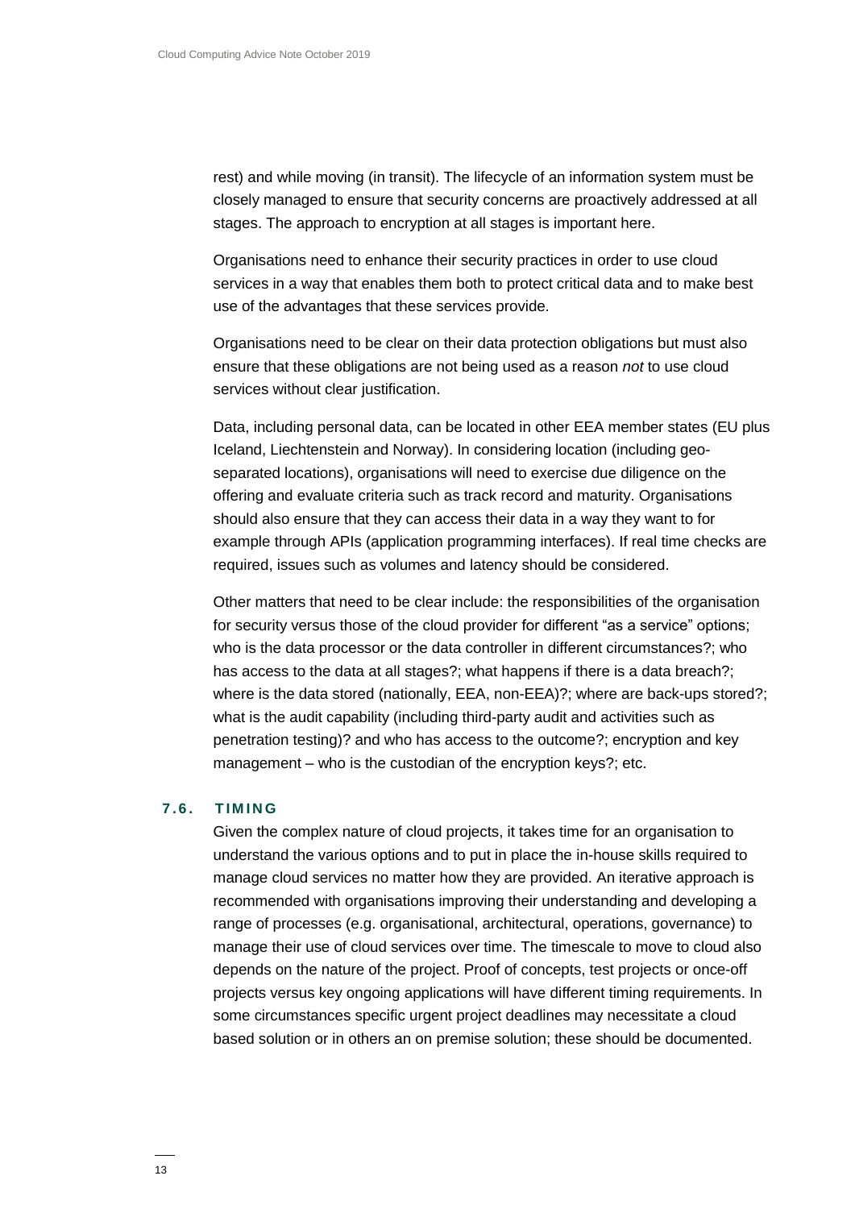rest) and while moving (in transit). The lifecycle of an information system must be closely managed to ensure that security concerns are proactively addressed at all stages. The approach to encryption at all stages is important here.

Organisations need to enhance their security practices in order to use cloud services in a way that enables them both to protect critical data and to make best use of the advantages that these services provide.

Organisations need to be clear on their data protection obligations but must also ensure that these obligations are not being used as a reason *not* to use cloud services without clear justification.

Data, including personal data, can be located in other EEA member states (EU plus Iceland, Liechtenstein and Norway). In considering location (including geo-separated locations), organisations will need to exercise due diligence on the offering and evaluate criteria such as track record and maturity. Organisations should also ensure that they can access their data in a way they want to for example through APIs (application programming interfaces). If real time checks are required, issues such as volumes and latency should be considered.

Other matters that need to be clear include: the responsibilities of the organisation for security versus those of the cloud provider for different "as a service" options; who is the data processor or the data controller in different circumstances?; who has access to the data at all stages?; what happens if there is a data breach?; where is the data stored (nationally, EEA, non-EEA)?; where are back-ups stored?; what is the audit capability (including third-party audit and activities such as penetration testing)? and who has access to the outcome?; encryption and key management – who is the custodian of the encryption keys?; etc.

### 7.6. TIMING

Given the complex nature of cloud projects, it takes time for an organisation to understand the various options and to put in place the in-house skills required to manage cloud services no matter how they are provided. An iterative approach is recommended with organisations improving their understanding and developing a range of processes (e.g. organisational, architectural, operations, governance) to manage their use of cloud services over time. The timescale to move to cloud also depends on the nature of the project. Proof of concepts, test projects or once-off projects versus key ongoing applications will have different timing requirements. In some circumstances specific urgent project deadlines may necessitate a cloud based solution or in others an on premise solution; these should be documented.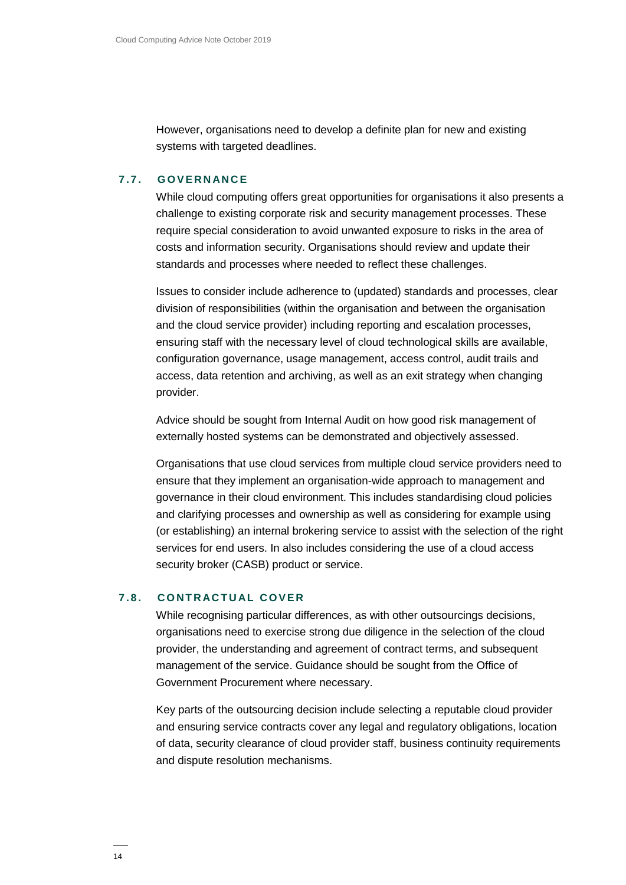However, organisations need to develop a definite plan for new and existing systems with targeted deadlines.

### 7.7. GOVERNANCE

While cloud computing offers great opportunities for organisations it also presents a challenge to existing corporate risk and security management processes. These require special consideration to avoid unwanted exposure to risks in the area of costs and information security. Organisations should review and update their standards and processes where needed to reflect these challenges.

Issues to consider include adherence to (updated) standards and processes, clear division of responsibilities (within the organisation and between the organisation and the cloud service provider) including reporting and escalation processes, ensuring staff with the necessary level of cloud technological skills are available, configuration governance, usage management, access control, audit trails and access, data retention and archiving, as well as an exit strategy when changing provider.

Advice should be sought from Internal Audit on how good risk management of externally hosted systems can be demonstrated and objectively assessed.

Organisations that use cloud services from multiple cloud service providers need to ensure that they implement an organisation-wide approach to management and governance in their cloud environment. This includes standardising cloud policies and clarifying processes and ownership as well as considering for example using (or establishing) an internal brokering service to assist with the selection of the right services for end users. In also includes considering the use of a cloud access security broker (CASB) product or service.

### 7.8. CONTRACTUAL COVER

While recognising particular differences, as with other outsourcings decisions, organisations need to exercise strong due diligence in the selection of the cloud provider, the understanding and agreement of contract terms, and subsequent management of the service. Guidance should be sought from the Office of Government Procurement where necessary.

Key parts of the outsourcing decision include selecting a reputable cloud provider and ensuring service contracts cover any legal and regulatory obligations, location of data, security clearance of cloud provider staff, business continuity requirements and dispute resolution mechanisms.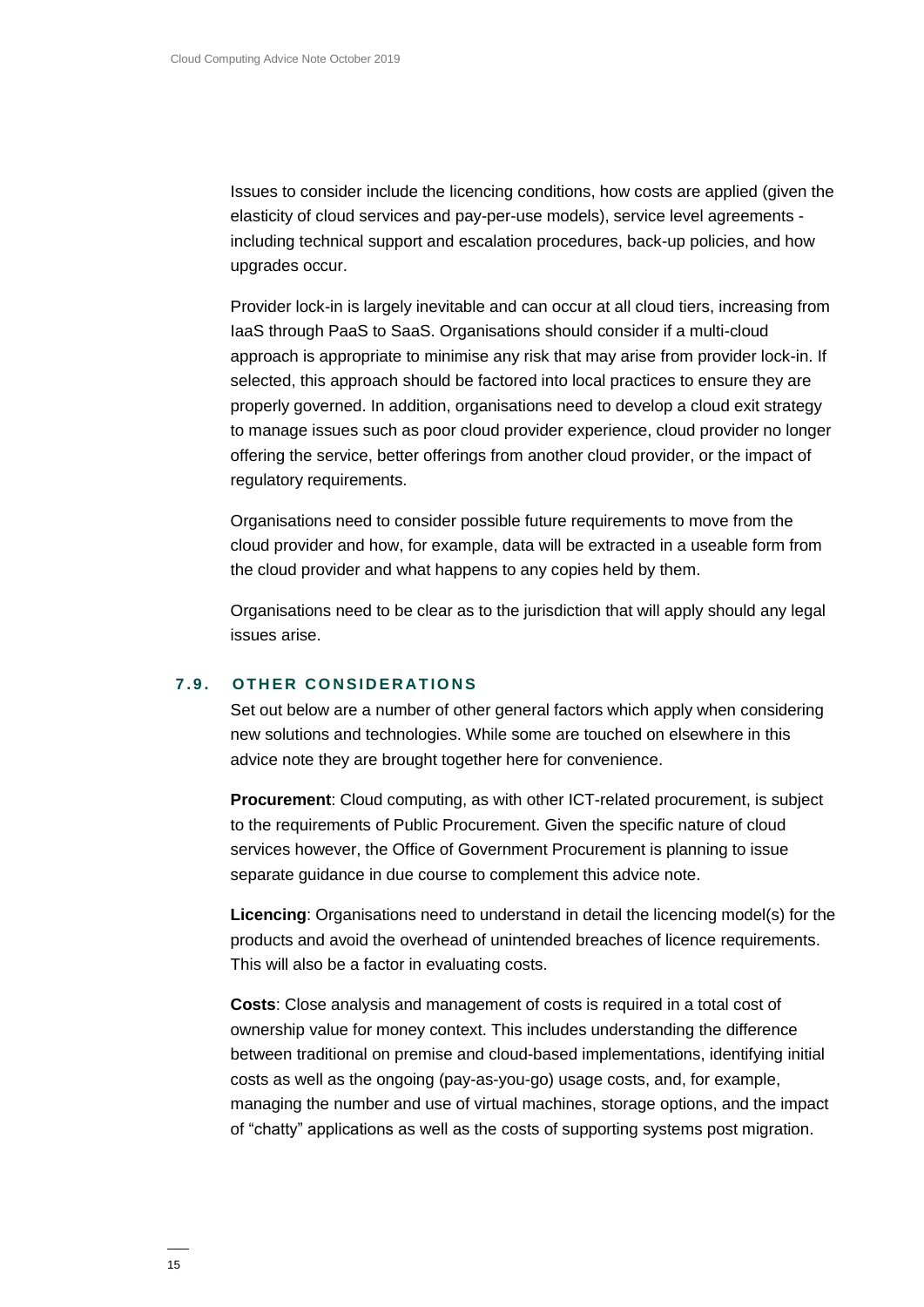Issues to consider include the licencing conditions, how costs are applied (given the elasticity of cloud services and pay-per-use models), service level agreements - including technical support and escalation procedures, back-up policies, and how upgrades occur.

Provider lock-in is largely inevitable and can occur at all cloud tiers, increasing from IaaS through PaaS to SaaS. Organisations should consider if a multi-cloud approach is appropriate to minimise any risk that may arise from provider lock-in. If selected, this approach should be factored into local practices to ensure they are properly governed. In addition, organisations need to develop a cloud exit strategy to manage issues such as poor cloud provider experience, cloud provider no longer offering the service, better offerings from another cloud provider, or the impact of regulatory requirements.

Organisations need to consider possible future requirements to move from the cloud provider and how, for example, data will be extracted in a useable form from the cloud provider and what happens to any copies held by them.

Organisations need to be clear as to the jurisdiction that will apply should any legal issues arise.

### 7.9. OTHER CONSIDERATIONS

Set out below are a number of other general factors which apply when considering new solutions and technologies. While some are touched on elsewhere in this advice note they are brought together here for convenience.

**Procurement**: Cloud computing, as with other ICT-related procurement, is subject to the requirements of Public Procurement. Given the specific nature of cloud services however, the Office of Government Procurement is planning to issue separate guidance in due course to complement this advice note.

**Licencing**: Organisations need to understand in detail the licencing model(s) for the products and avoid the overhead of unintended breaches of licence requirements. This will also be a factor in evaluating costs.

**Costs**: Close analysis and management of costs is required in a total cost of ownership value for money context. This includes understanding the difference between traditional on premise and cloud-based implementations, identifying initial costs as well as the ongoing (pay-as-you-go) usage costs, and, for example, managing the number and use of virtual machines, storage options, and the impact of "chatty" applications as well as the costs of supporting systems post migration.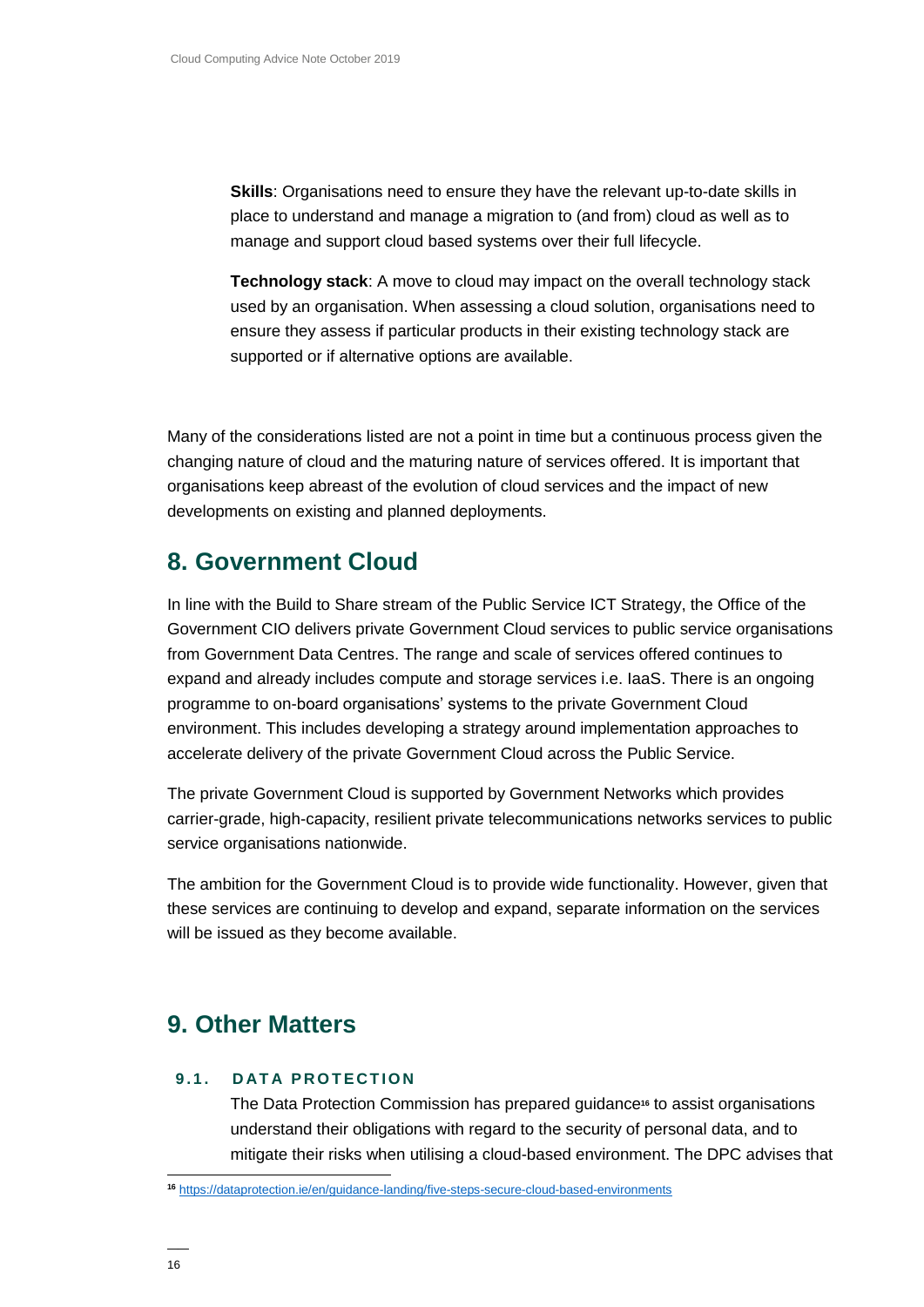**Skills**: Organisations need to ensure they have the relevant up-to-date skills in place to understand and manage a migration to (and from) cloud as well as to manage and support cloud based systems over their full lifecycle.

**Technology stack**: A move to cloud may impact on the overall technology stack used by an organisation. When assessing a cloud solution, organisations need to ensure they assess if particular products in their existing technology stack are supported or if alternative options are available.

Many of the considerations listed are not a point in time but a continuous process given the changing nature of cloud and the maturing nature of services offered. It is important that organisations keep abreast of the evolution of cloud services and the impact of new developments on existing and planned deployments.

# 8. Government Cloud

In line with the Build to Share stream of the Public Service ICT Strategy, the Office of the Government CIO delivers private Government Cloud services to public service organisations from Government Data Centres. The range and scale of services offered continues to expand and already includes compute and storage services i.e. IaaS. There is an ongoing programme to on-board organisations' systems to the private Government Cloud environment. This includes developing a strategy around implementation approaches to accelerate delivery of the private Government Cloud across the Public Service.

The private Government Cloud is supported by Government Networks which provides carrier-grade, high-capacity, resilient private telecommunications networks services to public service organisations nationwide.

The ambition for the Government Cloud is to provide wide functionality. However, given that these services are continuing to develop and expand, separate information on the services will be issued as they become available.

# 9. Other Matters

## 9.1. DATA PROTECTION

The Data Protection Commission has prepared guidance[16] to assist organisations understand their obligations with regard to the security of personal data, and to mitigate their risks when utilising a cloud-based environment. The DPC advises that

[16] https://dataprotection.ie/en/guidance-landing/five-steps-secure-cloud-based-environments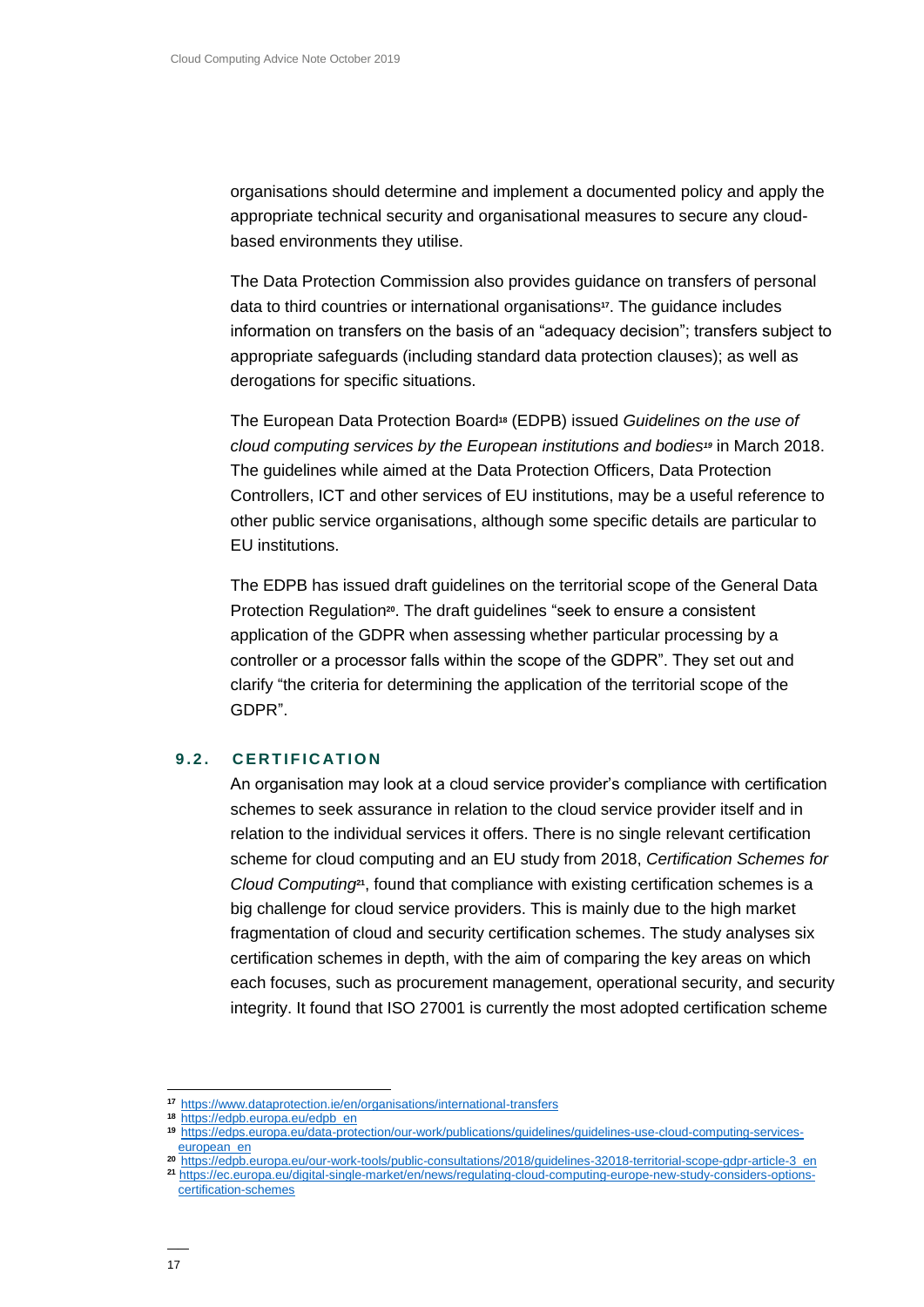organisations should determine and implement a documented policy and apply the appropriate technical security and organisational measures to secure any cloud-based environments they utilise.

The Data Protection Commission also provides guidance on transfers of personal data to third countries or international organisations[17]. The guidance includes information on transfers on the basis of an "adequacy decision"; transfers subject to appropriate safeguards (including standard data protection clauses); as well as derogations for specific situations.

The European Data Protection Board[18] (EDPB) issued *Guidelines on the use of cloud computing services by the European institutions and bodies[19]* in March 2018. The guidelines while aimed at the Data Protection Officers, Data Protection Controllers, ICT and other services of EU institutions, may be a useful reference to other public service organisations, although some specific details are particular to EU institutions.

The EDPB has issued draft guidelines on the territorial scope of the General Data Protection Regulation[20]. The draft guidelines "seek to ensure a consistent application of the GDPR when assessing whether particular processing by a controller or a processor falls within the scope of the GDPR". They set out and clarify "the criteria for determining the application of the territorial scope of the GDPR".

### 9.2. CERTIFICATION

An organisation may look at a cloud service provider's compliance with certification schemes to seek assurance in relation to the cloud service provider itself and in relation to the individual services it offers. There is no single relevant certification scheme for cloud computing and an EU study from 2018, *Certification Schemes for Cloud Computing*[21], found that compliance with existing certification schemes is a big challenge for cloud service providers. This is mainly due to the high market fragmentation of cloud and security certification schemes. The study analyses six certification schemes in depth, with the aim of comparing the key areas on which each focuses, such as procurement management, operational security, and security integrity. It found that ISO 27001 is currently the most adopted certification scheme

---

[17] https://www.dataprotection.ie/en/organisations/international-transfers

[18] https://edpb.europa.eu/edpb_en

[19] https://edps.europa.eu/data-protection/our-work/publications/guidelines/guidelines-use-cloud-computing-services-european_en

[20] https://edpb.europa.eu/our-work-tools/public-consultations/2018/guidelines-32018-territorial-scope-gdpr-article-3_en

[21] https://ec.europa.eu/digital-single-market/en/news/regulating-cloud-computing-europe-new-study-considers-options-certification-schemes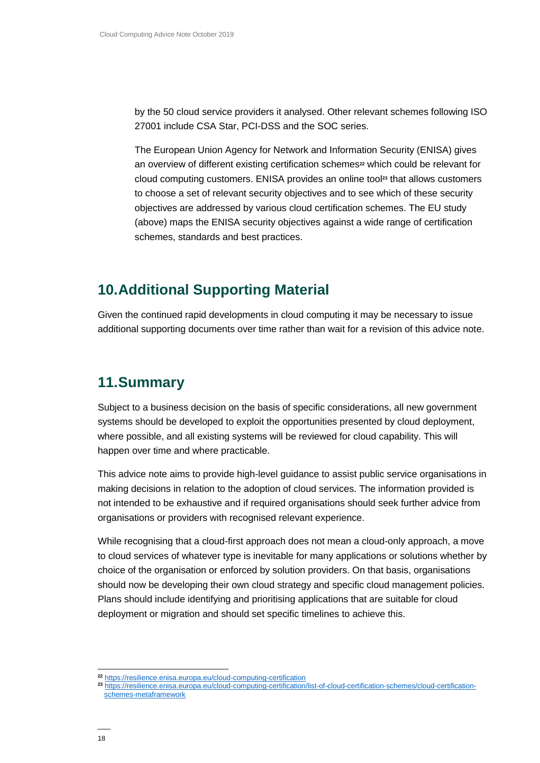by the 50 cloud service providers it analysed. Other relevant schemes following ISO 27001 include CSA Star, PCI-DSS and the SOC series.

The European Union Agency for Network and Information Security (ENISA) gives an overview of different existing certification schemes[22] which could be relevant for cloud computing customers. ENISA provides an online tool[23] that allows customers to choose a set of relevant security objectives and to see which of these security objectives are addressed by various cloud certification schemes. The EU study (above) maps the ENISA security objectives against a wide range of certification schemes, standards and best practices.

## 10. Additional Supporting Material

Given the continued rapid developments in cloud computing it may be necessary to issue additional supporting documents over time rather than wait for a revision of this advice note.

## 11. Summary

Subject to a business decision on the basis of specific considerations, all new government systems should be developed to exploit the opportunities presented by cloud deployment, where possible, and all existing systems will be reviewed for cloud capability. This will happen over time and where practicable.

This advice note aims to provide high-level guidance to assist public service organisations in making decisions in relation to the adoption of cloud services. The information provided is not intended to be exhaustive and if required organisations should seek further advice from organisations or providers with recognised relevant experience.

While recognising that a cloud-first approach does not mean a cloud-only approach, a move to cloud services of whatever type is inevitable for many applications or solutions whether by choice of the organisation or enforced by solution providers. On that basis, organisations should now be developing their own cloud strategy and specific cloud management policies. Plans should include identifying and prioritising applications that are suitable for cloud deployment or migration and should set specific timelines to achieve this.

---

[22] https://resilience.enisa.europa.eu/cloud-computing-certification

[23] https://resilience.enisa.europa.eu/cloud-computing-certification/list-of-cloud-certification-schemes/cloud-certification-schemes-metaframework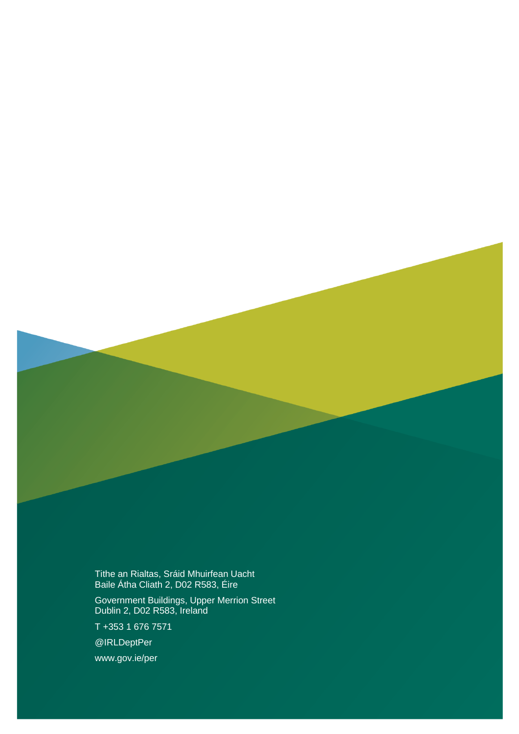Tithe an Rialtas, Sráid Mhuirfean Uacht
Baile Átha Cliath 2, D02 R583, Éire

Government Buildings, Upper Merrion Street
Dublin 2, D02 R583, Ireland

T +353 1 676 7571

@IRLDeptPer

www.gov.ie/per